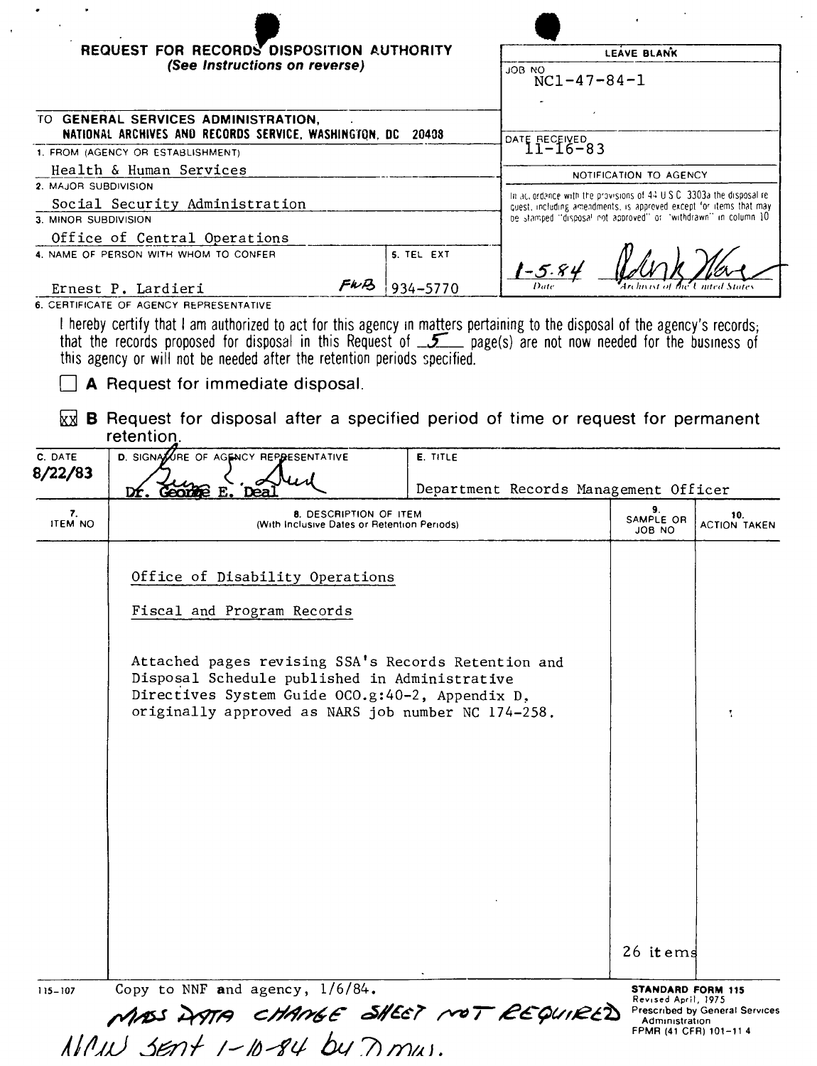# REQUEST FOR RECORDS DISPOSITION AUTHORITY

*(See Instructions on reverse)*

| LEAVE BLANK |
|---|
| JOB NO NC1-47-84-1 |
| DATE RECEIVED 11-16-83 |
| NOTIFICATION TO AGENCY |
| In accordance with the provisions of 44 U.S.C. 3303a the disposal request, including amendments, is approved except for items that may be stamped "disposal not approved" or "withdrawn" in column 10 |
| 1-5-84 — Date — Archivist of the United States |

TO **GENERAL SERVICES ADMINISTRATION, NATIONAL ARCHIVES AND RECORDS SERVICE, WASHINGTON, DC 20408**

1. FROM (AGENCY OR ESTABLISHMENT)
   Health & Human Services
2. MAJOR SUBDIVISION
   Social Security Administration
3. MINOR SUBDIVISION
   Office of Central Operations
4. NAME OF PERSON WITH WHOM TO CONFER
   Ernest P. Lardieri FWB
5. TEL EXT
   934-5770
6. CERTIFICATE OF AGENCY REPRESENTATIVE

I hereby certify that I am authorized to act for this agency in matters pertaining to the disposal of the agency's records; that the records proposed for disposal in this Request of 5 page(s) are not now needed for the business of this agency or will not be needed after the retention periods specified.

☐ **A** Request for immediate disposal.

☒ **B** Request for disposal after a specified period of time or request for permanent retention.

| C. DATE | D. SIGNATURE OF AGENCY REPRESENTATIVE | E. TITLE |
|---|---|---|
| 8/22/83 | Dr. George E. Deal | Department Records Management Officer |

| 7. ITEM NO | 8. DESCRIPTION OF ITEM (With Inclusive Dates or Retention Periods) | 9. SAMPLE OR JOB NO | 10. ACTION TAKEN |
|---|---|---|---|
| | Office of Disability Operations<br><br>Fiscal and Program Records<br><br>Attached pages revising SSA's Records Retention and Disposal Schedule published in Administrative Directives System Guide OCO.g:40-2, Appendix D, originally approved as NARS job number NC 174-258. | 26 items | |

115-107 Copy to NNF and agency, 1/6/84.

MASS DATA CHANGE SHEET NOT REQUIRED

NCW SENT 1-10-84 by DMW.

STANDARD FORM 115
Revised April, 1975
Prescribed by General Services Administration
FPMR (41 CFR) 101-11.4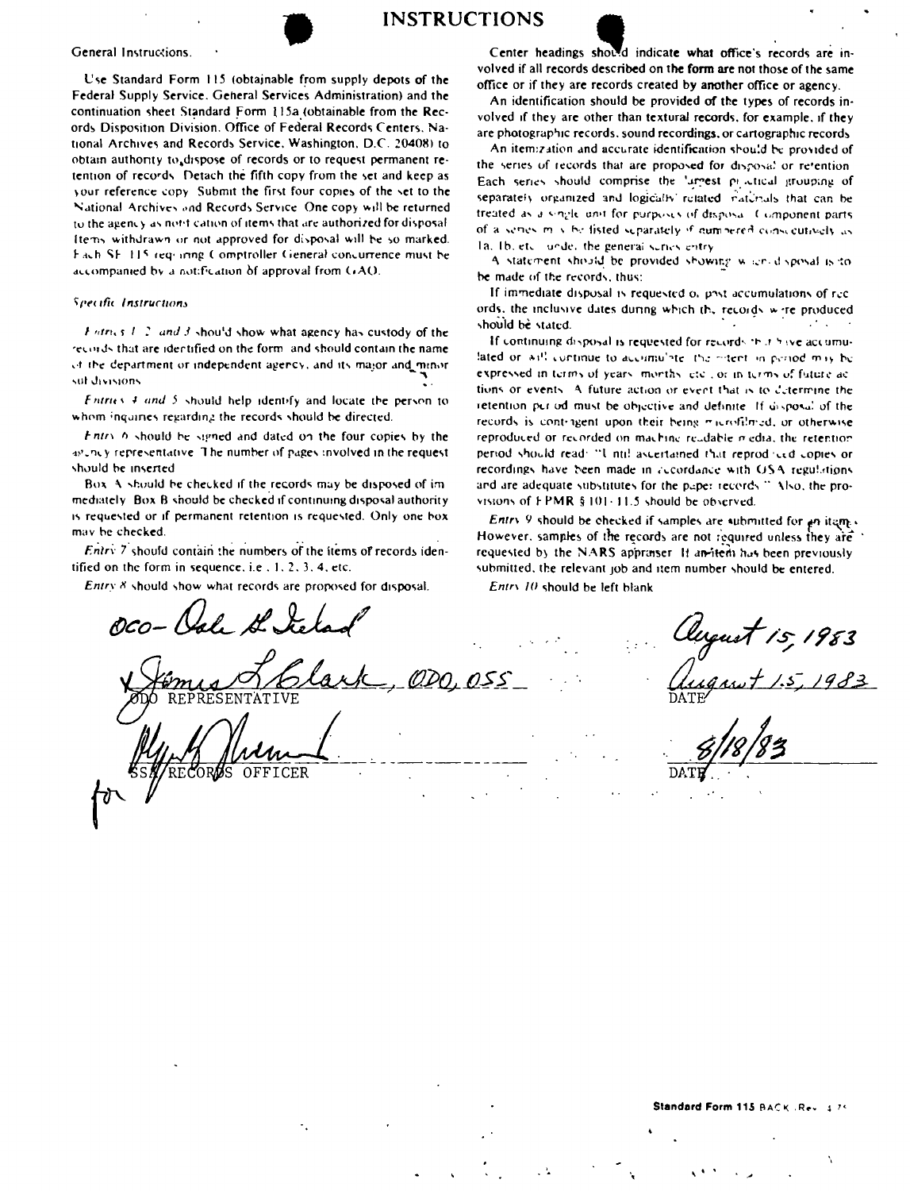# INSTRUCTIONS

General Instructions.

Use Standard Form 115 (obtainable from supply depots of the Federal Supply Service, General Services Administration) and the continuation sheet Standard Form 115a (obtainable from the Records Disposition Division, Office of Federal Records Centers, National Archives and Records Service, Washington, D.C. 20408) to obtain authority to dispose of records or to request permanent retention of records. Detach the fifth copy from the set and keep as your reference copy. Submit the first four copies of the set to the National Archives and Records Service. One copy will be returned to the agency as notification of items that are authorized for disposal. Items withdrawn or not approved for disposal will be so marked. Each SF 115 requiring Comptroller General concurrence must be accompanied by a notification of approval from GAO.

*Specific Instructions*

*Entries 1, 2 and 3* should show what agency has custody of the records that are identified on the form and should contain the name of the department or independent agency, and its major and minor subdivisions.

*Entries 4 and 5* should help identify and locate the person to whom inquiries regarding the records should be directed.

*Entry 6* should be signed and dated on the four copies by the agency representative. The number of pages involved in the request should be inserted.

Box A should be checked if the records may be disposed of immediately. Box B should be checked if continuing disposal authority is requested or if permanent retention is requested. Only one box may be checked.

*Entry 7* should contain the numbers of the items of records identified on the form in sequence, i.e., 1, 2, 3, 4, etc.

*Entry 8* should show what records are proposed for disposal.

Center headings should indicate what office's records are involved if all records described on the form are not those of the same office or if they are records created by another office or agency.

An identification should be provided of the types of records involved if they are other than textural records, for example, if they are photographic records, sound recordings, or cartographic records.

An itemization and accurate identification should be provided of the series of records that are proposed for disposal or retention. Each series should comprise the largest practical grouping of separately organized and logically related materials that can be treated as a single unit for purposes of disposal. Component parts of a series may be listed separately if numbered consecutively as 1a, 1b, etc., under the general series entry.

A statement should be provided showing when disposal is to be made of the records, thus:

If immediate disposal is requested of past accumulations of records, the inclusive dates during which the records were produced should be stated.

If continuing disposal is requested for records that have accumulated or will continue to accumulate, the retention period may be expressed in terms of years, months, etc., or in terms of future actions or events. A future action or event that is to determine the retention period must be objective and definite. If disposal of the records is contingent upon their being microfilmed, or otherwise reproduced or recorded on machine readable media, the retention period should read: "Until ascertained that reproduced copies or recordings have been made in accordance with GSA regulations and are adequate substitutes for the paper records." Also, the provisions of FPMR § 101-11.5 should be observed.

*Entry 9* should be checked if samples are submitted for an item. However, samples of the records are not required unless they are requested by the NARS appraiser. If an item has been previously submitted, the relevant job and item number should be entered.

*Entry 10* should be left blank.

OCO- Dale H. Ireland — August 15, 1983

James L. Clark, ODO, OSS — August 15, 1983

ODO REPRESENTATIVE — DATE

[signature] for — 8/18/83

SSA RECORDS OFFICER — DATE

Standard Form 115 BACK (Rev. 4-75)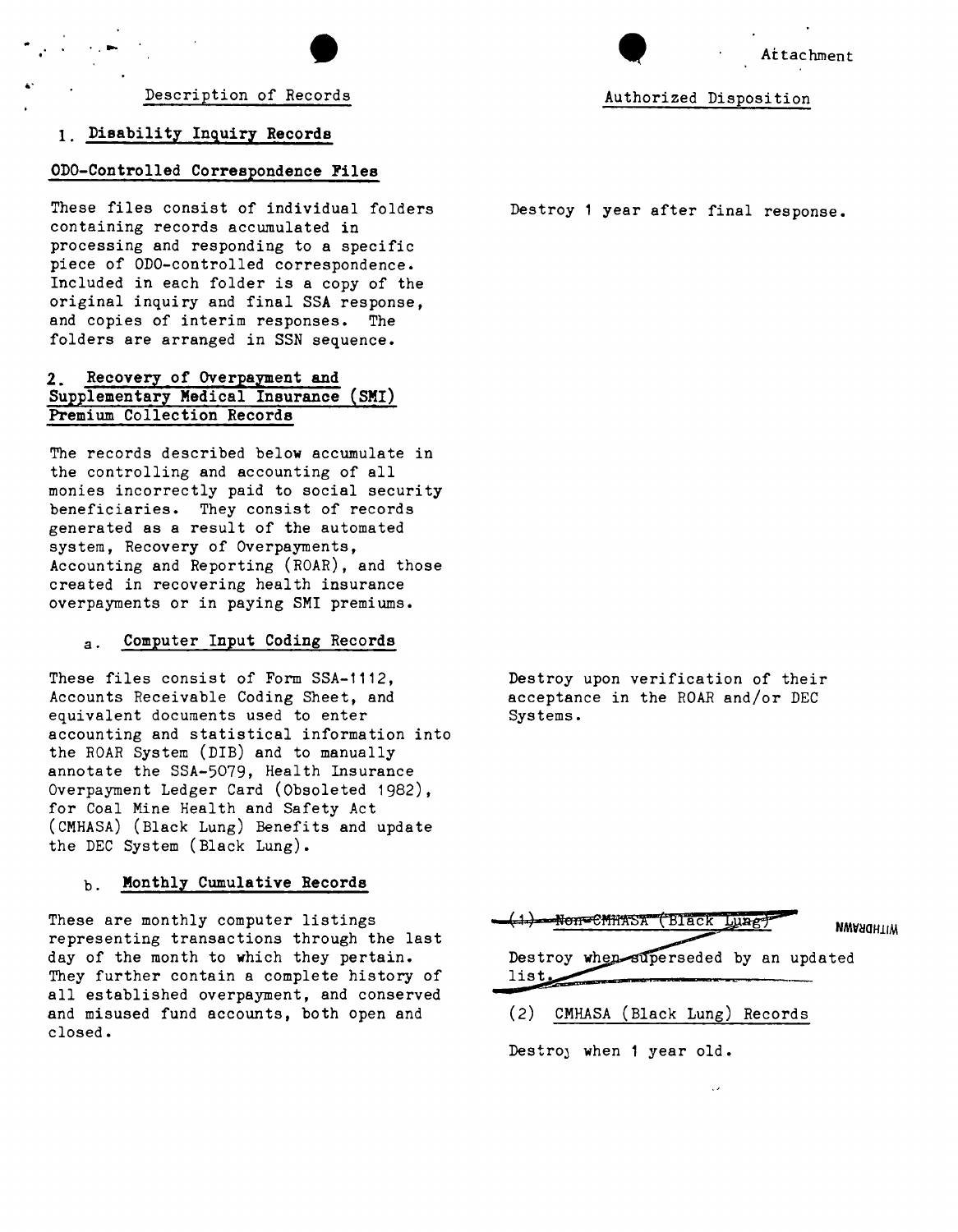Attachment

| Description of Records | Authorized Disposition |
|---|---|
| **1. Disability Inquiry Records** | |
| **ODO-Controlled Correspondence Files** | |
| These files consist of individual folders containing records accumulated in processing and responding to a specific piece of ODO-controlled correspondence. Included in each folder is a copy of the original inquiry and final SSA response, and copies of interim responses. The folders are arranged in SSN sequence. | Destroy 1 year after final response. |
| **2. Recovery of Overpayment and Supplementary Medical Insurance (SMI) Premium Collection Records** | |
| The records described below accumulate in the controlling and accounting of all monies incorrectly paid to social security beneficiaries. They consist of records generated as a result of the automated system, Recovery of Overpayments, Accounting and Reporting (ROAR), and those created in recovering health insurance overpayments or in paying SMI premiums. | |
| **a. Computer Input Coding Records** | |
| These files consist of Form SSA-1112, Accounts Receivable Coding Sheet, and equivalent documents used to enter accounting and statistical information into the ROAR System (DIB) and to manually annotate the SSA-5079, Health Insurance Overpayment Ledger Card (Obsoleted 1982), for Coal Mine Health and Safety Act (CMHASA) (Black Lung) Benefits and update the DEC System (Black Lung). | Destroy upon verification of their acceptance in the ROAR and/or DEC Systems. |
| **b. Monthly Cumulative Records** | |
| These are monthly computer listings representing transactions through the last day of the month to which they pertain. They further contain a complete history of all established overpayment, and conserved and misused fund accounts, both open and closed. | ~~(1) Non-CMHASA (Black Lung)~~ WITHDRAWN<br><br>~~Destroy when superseded by an updated list.~~<br><br>(2) CMHASA (Black Lung) Records<br><br>Destroy when 1 year old. |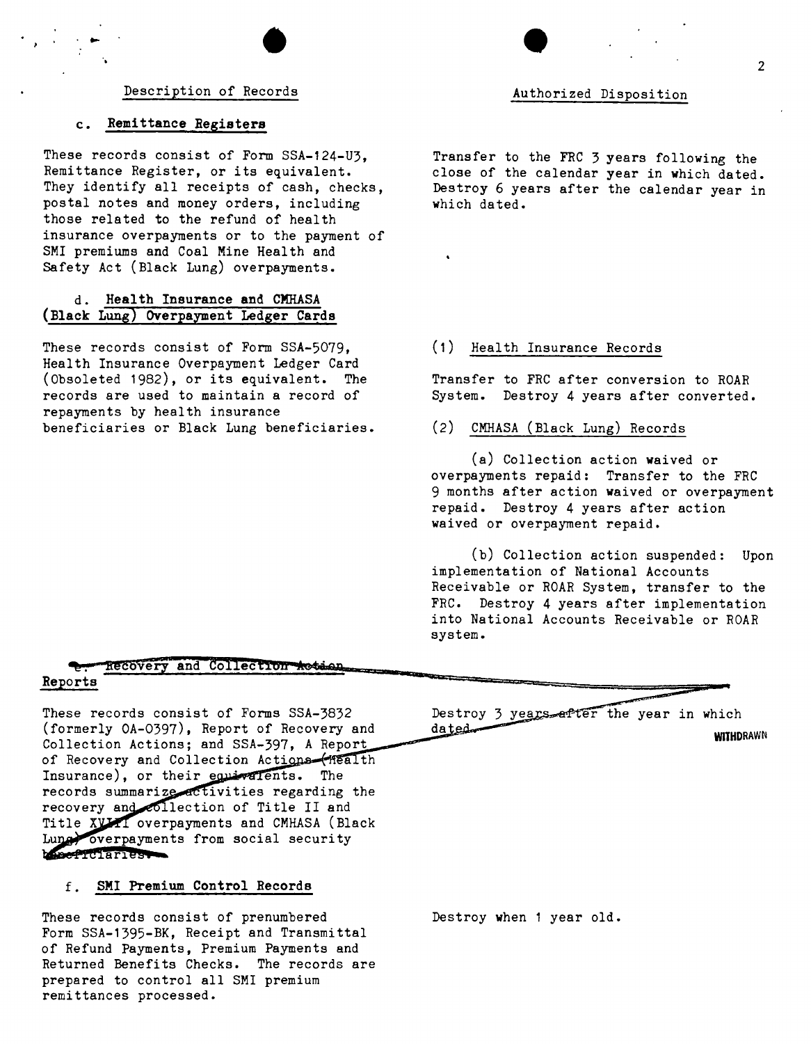| Description of Records | Authorized Disposition |
|---|---|
| **c. Remittance Registers**<br><br>These records consist of Form SSA-124-U3, Remittance Register, or its equivalent. They identify all receipts of cash, checks, postal notes and money orders, including those related to the refund of health insurance overpayments or to the payment of SMI premiums and Coal Mine Health and Safety Act (Black Lung) overpayments. | Transfer to the FRC 3 years following the close of the calendar year in which dated. Destroy 6 years after the calendar year in which dated. |
| **d. Health Insurance and CMHASA (Black Lung) Overpayment Ledger Cards**<br><br>These records consist of Form SSA-5079, Health Insurance Overpayment Ledger Card (Obsoleted 1982), or its equivalent. The records are used to maintain a record of repayments by health insurance beneficiaries or Black Lung beneficiaries. | (1) Health Insurance Records<br><br>Transfer to FRC after conversion to ROAR System. Destroy 4 years after converted.<br><br>(2) CMHASA (Black Lung) Records<br><br>(a) Collection action waived or overpayments repaid: Transfer to the FRC 9 months after action waived or overpayment repaid. Destroy 4 years after action waived or overpayment repaid.<br><br>(b) Collection action suspended: Upon implementation of National Accounts Receivable or ROAR System, transfer to the FRC. Destroy 4 years after implementation into National Accounts Receivable or ROAR system. |
| ~~**e. Recovery and Collection Action Reports**~~<br><br>~~These records consist of Forms SSA-3832 (formerly OA-0397), Report of Recovery and Collection Actions; and SSA-397, A Report of Recovery and Collection Actions (Health Insurance), or their equivalents. The records summarize activities regarding the recovery and collection of Title II and Title XVIII overpayments and CMHASA (Black Lung) overpayments from social security beneficiaries.~~ | ~~Destroy 3 years after the year in which dated.~~<br><br>WITHDRAWN |
| **f. SMI Premium Control Records**<br><br>These records consist of prenumbered Form SSA-1395-BK, Receipt and Transmittal of Refund Payments, Premium Payments and Returned Benefits Checks. The records are prepared to control all SMI premium remittances processed. | Destroy when 1 year old. |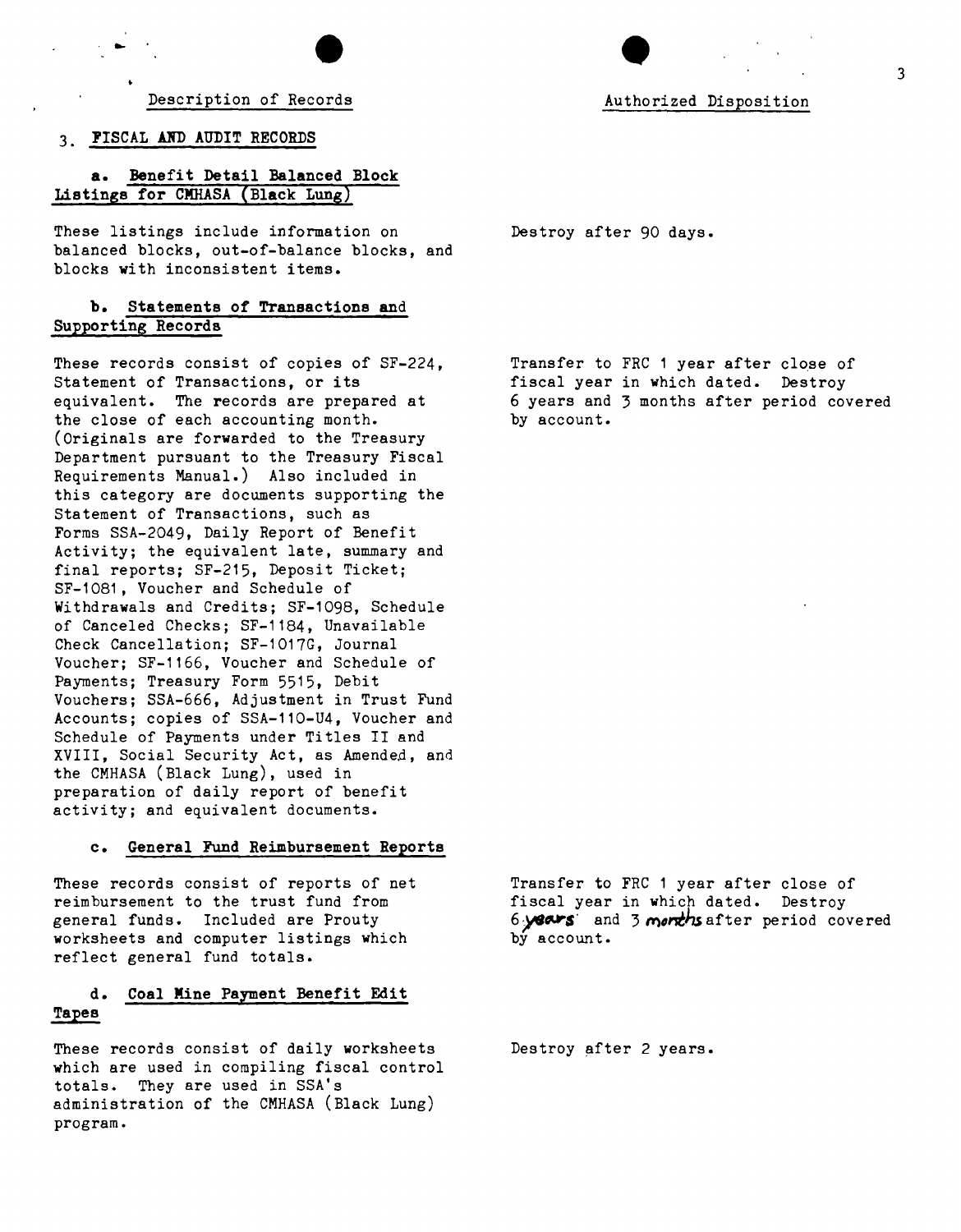| Description of Records | Authorized Disposition |
|---|---|
| **3. FISCAL AND AUDIT RECORDS** | |
| **a. Benefit Detail Balanced Block Listings for CMHASA (Black Lung)** | |
| These listings include information on balanced blocks, out-of-balance blocks, and blocks with inconsistent items. | Destroy after 90 days. |
| **b. Statements of Transactions and Supporting Records** | |
| These records consist of copies of SF-224, Statement of Transactions, or its equivalent. The records are prepared at the close of each accounting month. (Originals are forwarded to the Treasury Department pursuant to the Treasury Fiscal Requirements Manual.) Also included in this category are documents supporting the Statement of Transactions, such as Forms SSA-2049, Daily Report of Benefit Activity; the equivalent late, summary and final reports; SF-215, Deposit Ticket; SF-1081, Voucher and Schedule of Withdrawals and Credits; SF-1098, Schedule of Canceled Checks; SF-1184, Unavailable Check Cancellation; SF-1017G, Journal Voucher; SF-1166, Voucher and Schedule of Payments; Treasury Form 5515, Debit Vouchers; SSA-666, Adjustment in Trust Fund Accounts; copies of SSA-110-U4, Voucher and Schedule of Payments under Titles II and XVIII, Social Security Act, as Amended, and the CMHASA (Black Lung), used in preparation of daily report of benefit activity; and equivalent documents. | Transfer to FRC 1 year after close of fiscal year in which dated. Destroy 6 years and 3 months after period covered by account. |
| **c. General Fund Reimbursement Reports** | |
| These records consist of reports of net reimbursement to the trust fund from general funds. Included are Prouty worksheets and computer listings which reflect general fund totals. | Transfer to FRC 1 year after close of fiscal year in which dated. Destroy 6 years and 3 months after period covered by account. |
| **d. Coal Mine Payment Benefit Edit Tapes** | |
| These records consist of daily worksheets which are used in compiling fiscal control totals. They are used in SSA's administration of the CMHASA (Black Lung) program. | Destroy after 2 years. |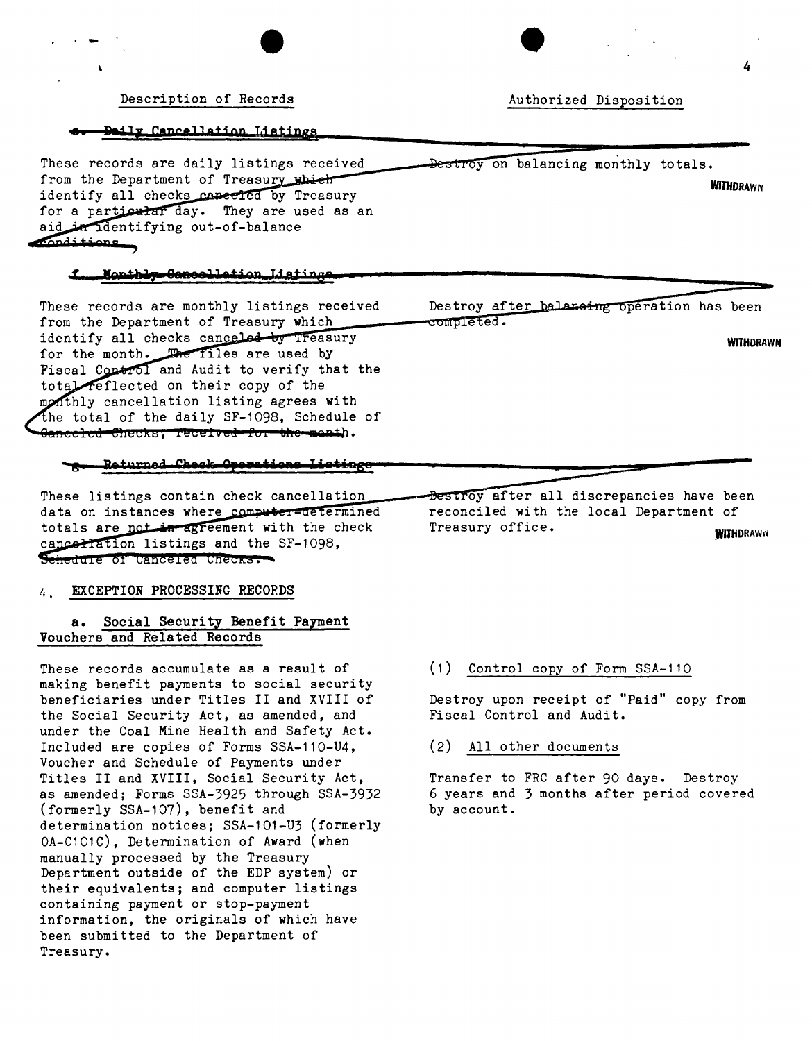| Description of Records | Authorized Disposition |
| --- | --- |
| **e. Daily Cancellation Listings**<br><br>These records are daily listings received from the Department of Treasury which identify all checks canceled by Treasury for a particular day. They are used as an aid in identifying out-of-balance conditions. | Destroy on balancing monthly totals.<br><br>WITHDRAWN |
| **f. Monthly Cancellation Listings**<br><br>These records are monthly listings received from the Department of Treasury which identify all checks canceled by Treasury for the month. The files are used by Fiscal Control and Audit to verify that the total reflected on their copy of the monthly cancellation listing agrees with the total of the daily SF-1098, Schedule of Canceled Checks, received for the month. | Destroy after balancing operation has been completed.<br><br>WITHDRAWN |
| **g. Returned Check Operations Listings**<br><br>These listings contain check cancellation data on instances where computer-determined totals are not in agreement with the check cancellation listings and the SF-1098, Schedule of Canceled Checks. | Destroy after all discrepancies have been reconciled with the local Department of Treasury office.<br><br>WITHDRAWN |

## 4. EXCEPTION PROCESSING RECORDS

| Description of Records | Authorized Disposition |
| --- | --- |
| **a. Social Security Benefit Payment Vouchers and Related Records**<br><br>These records accumulate as a result of making benefit payments to social security beneficiaries under Titles II and XVIII of the Social Security Act, as amended, and under the Coal Mine Health and Safety Act. Included are copies of Forms SSA-110-U4, Voucher and Schedule of Payments under Titles II and XVIII, Social Security Act, as amended; Forms SSA-3925 through SSA-3932 (formerly SSA-107), benefit and determination notices; SSA-101-U3 (formerly OA-C101C), Determination of Award (when manually processed by the Treasury Department outside of the EDP system) or their equivalents; and computer listings containing payment or stop-payment information, the originals of which have been submitted to the Department of Treasury. | (1) Control copy of Form SSA-110<br><br>Destroy upon receipt of "Paid" copy from Fiscal Control and Audit.<br><br>(2) All other documents<br><br>Transfer to FRC after 90 days. Destroy 6 years and 3 months after period covered by account. |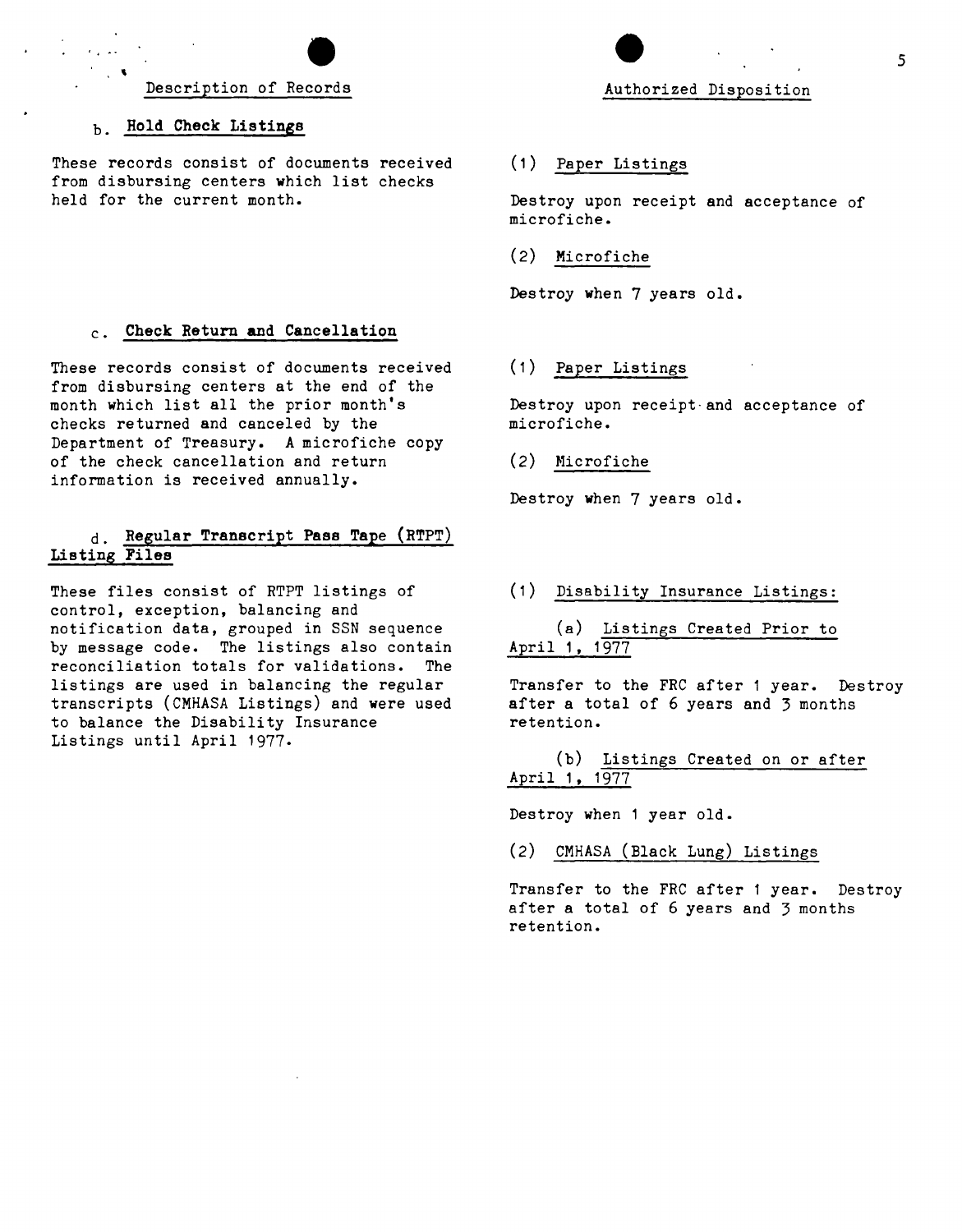| Description of Records | Authorized Disposition |
|---|---|
| b. **Hold Check Listings**<br><br>These records consist of documents received from disbursing centers which list checks held for the current month. | (1) Paper Listings<br><br>Destroy upon receipt and acceptance of microfiche.<br><br>(2) Microfiche<br><br>Destroy when 7 years old. |
| c. **Check Return and Cancellation**<br><br>These records consist of documents received from disbursing centers at the end of the month which list all the prior month's checks returned and canceled by the Department of Treasury. A microfiche copy of the check cancellation and return information is received annually. | (1) Paper Listings<br><br>Destroy upon receipt and acceptance of microfiche.<br><br>(2) Microfiche<br><br>Destroy when 7 years old. |
| d. **Regular Transcript Pass Tape (RTPT) Listing Files**<br><br>These files consist of RTPT listings of control, exception, balancing and notification data, grouped in SSN sequence by message code. The listings also contain reconciliation totals for validations. The listings are used in balancing the regular transcripts (CMHASA Listings) and were used to balance the Disability Insurance Listings until April 1977. | (1) Disability Insurance Listings:<br><br>(a) Listings Created Prior to April 1, 1977<br><br>Transfer to the FRC after 1 year. Destroy after a total of 6 years and 3 months retention.<br><br>(b) Listings Created on or after April 1, 1977<br><br>Destroy when 1 year old.<br><br>(2) CMHASA (Black Lung) Listings<br><br>Transfer to the FRC after 1 year. Destroy after a total of 6 years and 3 months retention. |